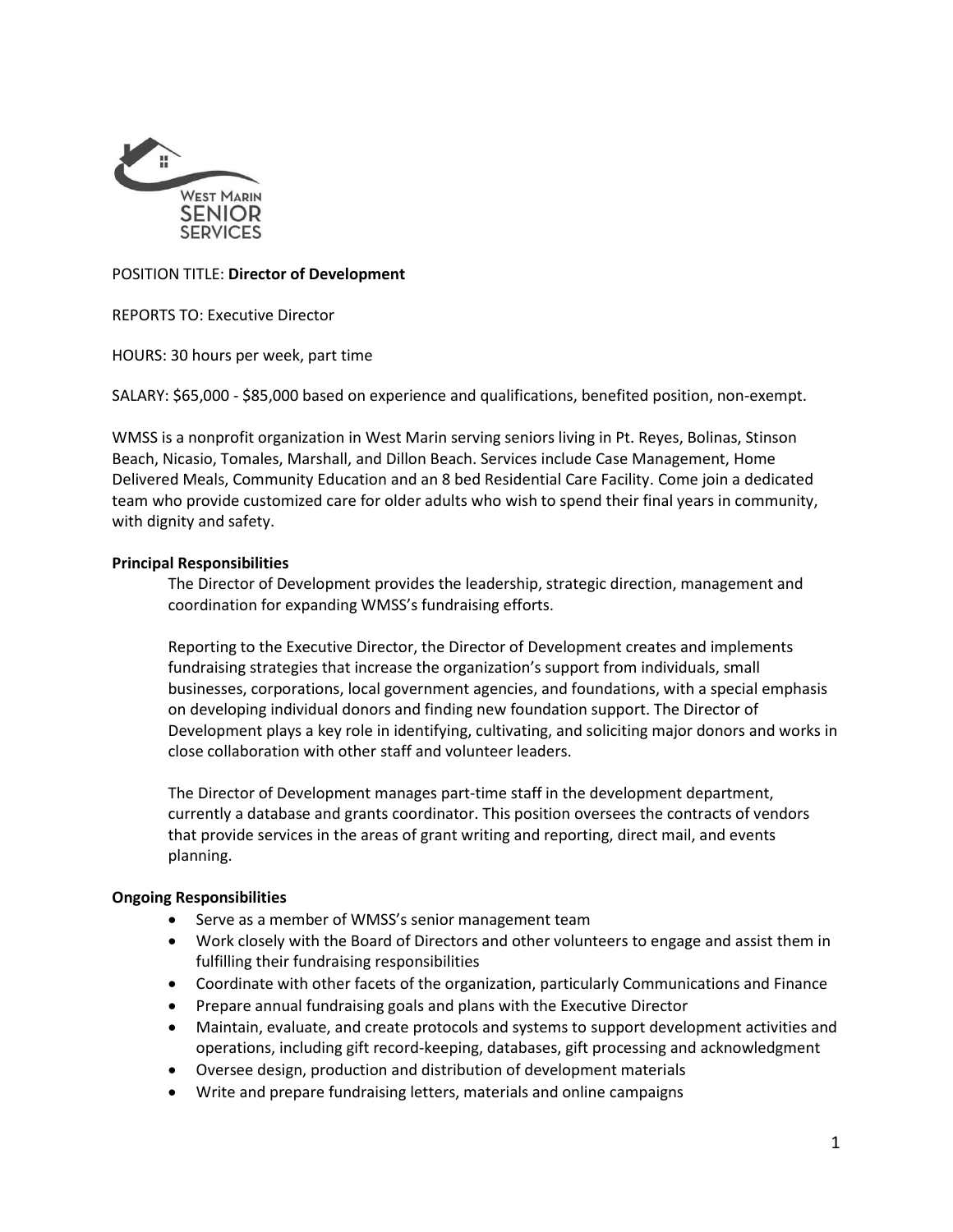WEST MARIN SENIOR SERVICES

POSITION TITLE: **Director of Development**

REPORTS TO: Executive Director

HOURS: 30 hours per week, part time

SALARY: $65,000 - $85,000 based on experience and qualifications, benefited position, non-exempt.

WMSS is a nonprofit organization in West Marin serving seniors living in Pt. Reyes, Bolinas, Stinson Beach, Nicasio, Tomales, Marshall, and Dillon Beach. Services include Case Management, Home Delivered Meals, Community Education and an 8 bed Residential Care Facility. Come join a dedicated team who provide customized care for older adults who wish to spend their final years in community, with dignity and safety.

**Principal Responsibilities**

The Director of Development provides the leadership, strategic direction, management and coordination for expanding WMSS's fundraising efforts.

Reporting to the Executive Director, the Director of Development creates and implements fundraising strategies that increase the organization's support from individuals, small businesses, corporations, local government agencies, and foundations, with a special emphasis on developing individual donors and finding new foundation support. The Director of Development plays a key role in identifying, cultivating, and soliciting major donors and works in close collaboration with other staff and volunteer leaders.

The Director of Development manages part-time staff in the development department, currently a database and grants coordinator. This position oversees the contracts of vendors that provide services in the areas of grant writing and reporting, direct mail, and events planning.

**Ongoing Responsibilities**

- Serve as a member of WMSS's senior management team
- Work closely with the Board of Directors and other volunteers to engage and assist them in fulfilling their fundraising responsibilities
- Coordinate with other facets of the organization, particularly Communications and Finance
- Prepare annual fundraising goals and plans with the Executive Director
- Maintain, evaluate, and create protocols and systems to support development activities and operations, including gift record-keeping, databases, gift processing and acknowledgment
- Oversee design, production and distribution of development materials
- Write and prepare fundraising letters, materials and online campaigns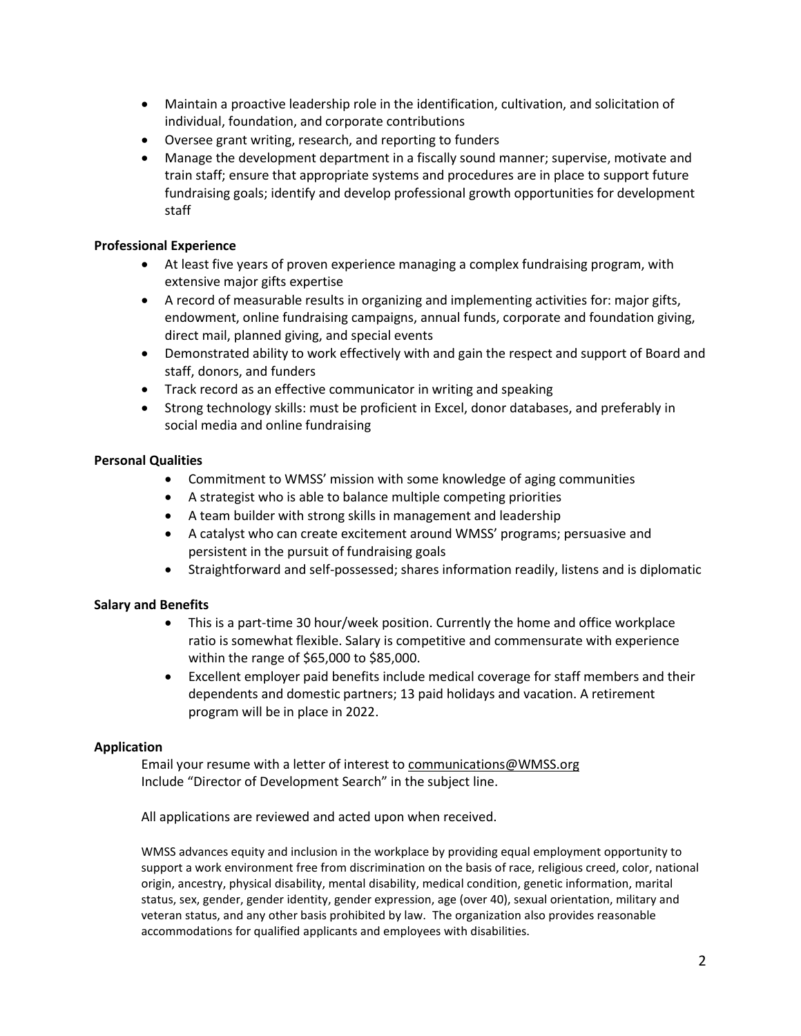- Maintain a proactive leadership role in the identification, cultivation, and solicitation of individual, foundation, and corporate contributions
- Oversee grant writing, research, and reporting to funders
- Manage the development department in a fiscally sound manner; supervise, motivate and train staff; ensure that appropriate systems and procedures are in place to support future fundraising goals; identify and develop professional growth opportunities for development staff

**Professional Experience**

- At least five years of proven experience managing a complex fundraising program, with extensive major gifts expertise
- A record of measurable results in organizing and implementing activities for: major gifts, endowment, online fundraising campaigns, annual funds, corporate and foundation giving, direct mail, planned giving, and special events
- Demonstrated ability to work effectively with and gain the respect and support of Board and staff, donors, and funders
- Track record as an effective communicator in writing and speaking
- Strong technology skills: must be proficient in Excel, donor databases, and preferably in social media and online fundraising

**Personal Qualities**

- Commitment to WMSS' mission with some knowledge of aging communities
- A strategist who is able to balance multiple competing priorities
- A team builder with strong skills in management and leadership
- A catalyst who can create excitement around WMSS' programs; persuasive and persistent in the pursuit of fundraising goals
- Straightforward and self-possessed; shares information readily, listens and is diplomatic

**Salary and Benefits**

- This is a part-time 30 hour/week position. Currently the home and office workplace ratio is somewhat flexible. Salary is competitive and commensurate with experience within the range of $65,000 to $85,000.
- Excellent employer paid benefits include medical coverage for staff members and their dependents and domestic partners; 13 paid holidays and vacation. A retirement program will be in place in 2022.

**Application**

Email your resume with a letter of interest to communications@WMSS.org
Include "Director of Development Search" in the subject line.

All applications are reviewed and acted upon when received.

WMSS advances equity and inclusion in the workplace by providing equal employment opportunity to support a work environment free from discrimination on the basis of race, religious creed, color, national origin, ancestry, physical disability, mental disability, medical condition, genetic information, marital status, sex, gender, gender identity, gender expression, age (over 40), sexual orientation, military and veteran status, and any other basis prohibited by law. The organization also provides reasonable accommodations for qualified applicants and employees with disabilities.